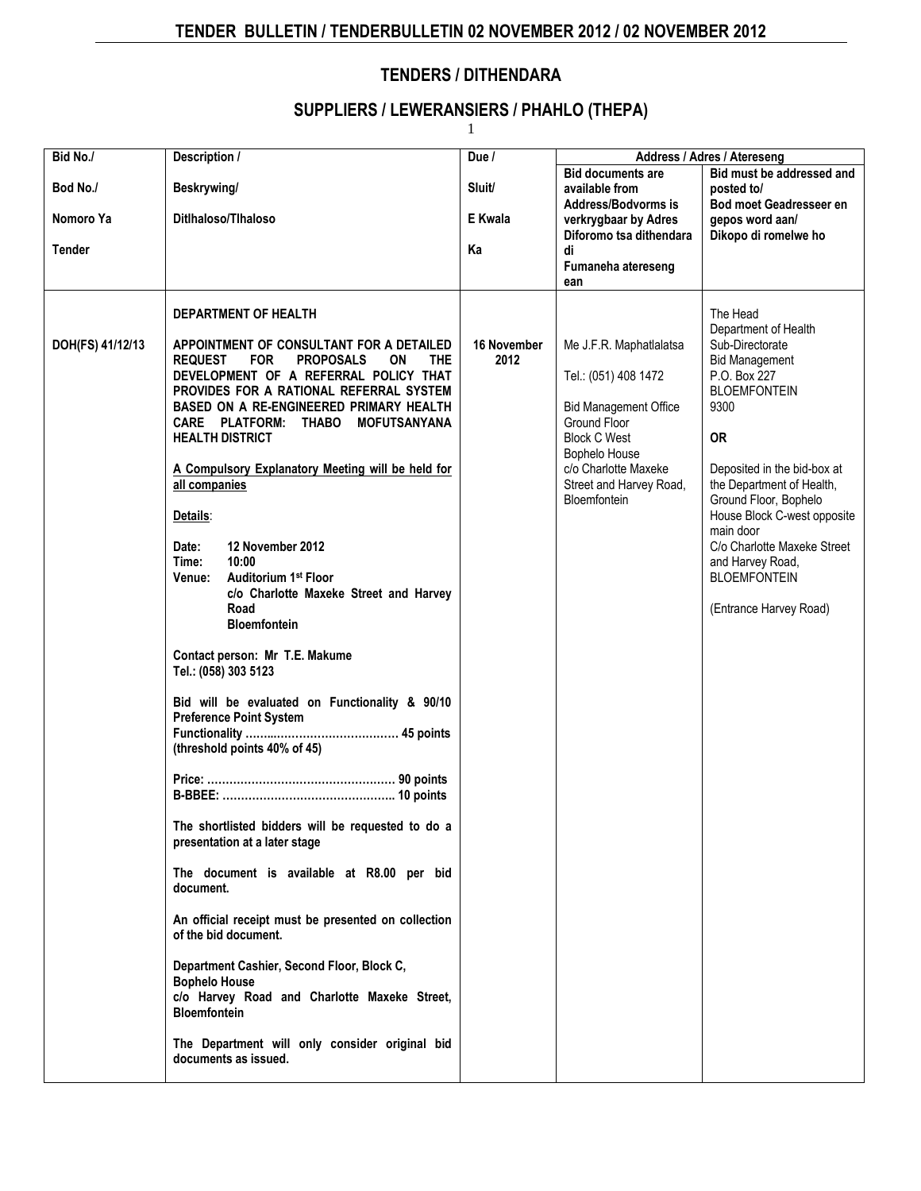# TENDER BULLETIN / TENDERBULLETIN 02 NOVEMBER 2012 / 02 NOVEMBER 2012

## TENDERS / DITHENDARA

## SUPPLIERS / LEWERANSIERS / PHAHLO (THEPA)

| Bid No./ Bod No./ Nomoro Ya Tender | Description / Beskrywing/ Ditlhaloso/Tlhaloso | Due / Sluit/ E Kwala Ka | Address / Adres / Atereseng | |
|---|---|---|---|---|
| | | | **Bid documents are available from Address/Bodvorms is verkrygbaar by Adres Diforomo tsa dithendara di Fumaneha atereseng ean** | **Bid must be addressed and posted to/ Bod moet Geadresseer en gepos word aan/ Dikopo di romelwe ho** |
| | **DEPARTMENT OF HEALTH** | | | The Head<br>Department of Health<br>Sub-Directorate<br>Bid Management<br>P.O. Box 227<br>BLOEMFONTEIN<br>9300<br><br>**OR**<br><br>Deposited in the bid-box at the Department of Health, Ground Floor, Bophelo House Block C-west opposite main door<br>C/o Charlotte Maxeke Street and Harvey Road,<br>BLOEMFONTEIN<br><br>(Entrance Harvey Road) |
| DOH(FS) 41/12/13 | **APPOINTMENT OF CONSULTANT FOR A DETAILED REQUEST FOR PROPOSALS ON THE DEVELOPMENT OF A REFERRAL POLICY THAT PROVIDES FOR A RATIONAL REFERRAL SYSTEM BASED ON A RE-ENGINEERED PRIMARY HEALTH CARE PLATFORM: THABO MOFUTSANYANA HEALTH DISTRICT**<br><br>**A Compulsory Explanatory Meeting will be held for all companies**<br><br>**Details**:<br><br>**Date: 12 November 2012**<br>**Time: 10:00**<br>**Venue: Auditorium 1st Floor c/o Charlotte Maxeke Street and Harvey Road Bloemfontein**<br><br>**Contact person: Mr T.E. Makume**<br>**Tel.: (058) 303 5123**<br><br>**Bid will be evaluated on Functionality & 90/10 Preference Point System**<br>**Functionality ……..…………………………… 45 points**<br>**(threshold points 40% of 45)**<br><br>**Price: …………………………………………… 90 points**<br>**B-BBEE: ……………………………………….. 10 points**<br><br>**The shortlisted bidders will be requested to do a presentation at a later stage**<br><br>**The document is available at R8.00 per bid document.**<br><br>**An official receipt must be presented on collection of the bid document.**<br><br>**Department Cashier, Second Floor, Block C, Bophelo House**<br>**c/o Harvey Road and Charlotte Maxeke Street, Bloemfontein**<br><br>**The Department will only consider original bid documents as issued.** | **16 November 2012** | Me J.F.R. Maphatlalatsa<br><br>Tel.: (051) 408 1472<br><br>Bid Management Office<br>Ground Floor<br>Block C West<br>Bophelo House<br>c/o Charlotte Maxeke Street and Harvey Road,<br>Bloemfontein | |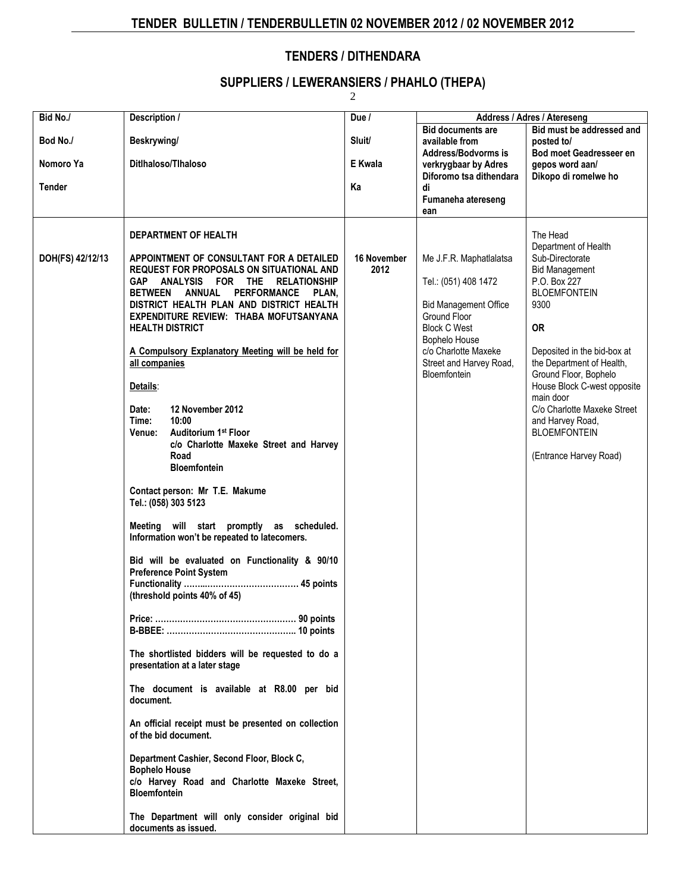## TENDERS / DITHENDARA

## SUPPLIERS / LEWERANSIERS / PHAHLO (THEPA)

| Bid No./ Bod No./ Nomoro Ya Tender | Description / Beskrywing/ Ditlhaloso/Tlhaloso | Due / Sluit/ E Kwala Ka | Address / Adres / Atereseng: Bid documents are available from Address/Bodvorms is verkrygbaar by Adres Diforomo tsa dithendara di Fumaneha atereseng ean | Address / Adres / Atereseng: Bid must be addressed and posted to/ Bod moet Geadresseer en gepos word aan/ Dikopo di romelwe ho |
|---|---|---|---|---|
| DOH(FS) 42/12/13 | **DEPARTMENT OF HEALTH**<br><br>**APPOINTMENT OF CONSULTANT FOR A DETAILED REQUEST FOR PROPOSALS ON SITUATIONAL AND GAP ANALYSIS FOR THE RELATIONSHIP BETWEEN ANNUAL PERFORMANCE PLAN, DISTRICT HEALTH PLAN AND DISTRICT HEALTH EXPENDITURE REVIEW: THABA MOFUTSANYANA HEALTH DISTRICT**<br><br>**A Compulsory Explanatory Meeting will be held for all companies**<br><br>**Details**:<br><br>**Date: 12 November 2012**<br>**Time: 10:00**<br>**Venue: Auditorium 1st Floor c/o Charlotte Maxeke Street and Harvey Road Bloemfontein**<br><br>**Contact person: Mr T.E. Makume**<br>**Tel.: (058) 303 5123**<br><br>**Meeting will start promptly as scheduled. Information won't be repeated to latecomers.**<br><br>**Bid will be evaluated on Functionality & 90/10 Preference Point System**<br>**Functionality ……………………………… 45 points**<br>**(threshold points 40% of 45)**<br><br>**Price: …………………………………… 90 points**<br>**B-BBEE: ………………………………… 10 points**<br><br>**The shortlisted bidders will be requested to do a presentation at a later stage**<br><br>**The document is available at R8.00 per bid document.**<br><br>**An official receipt must be presented on collection of the bid document.**<br><br>**Department Cashier, Second Floor, Block C, Bophelo House c/o Harvey Road and Charlotte Maxeke Street, Bloemfontein**<br><br>**The Department will only consider original bid documents as issued.** | **16 November 2012** | Me J.F.R. Maphatlalatsa<br><br>Tel.: (051) 408 1472<br><br>Bid Management Office<br>Ground Floor<br>Block C West<br>Bophelo House<br>c/o Charlotte Maxeke Street and Harvey Road, Bloemfontein | The Head<br>Department of Health<br>Sub-Directorate<br>Bid Management<br>P.O. Box 227<br>BLOEMFONTEIN<br>9300<br><br>**OR**<br><br>Deposited in the bid-box at the Department of Health, Ground Floor, Bophelo House Block C-west opposite main door<br>C/o Charlotte Maxeke Street and Harvey Road,<br>BLOEMFONTEIN<br><br>(Entrance Harvey Road) |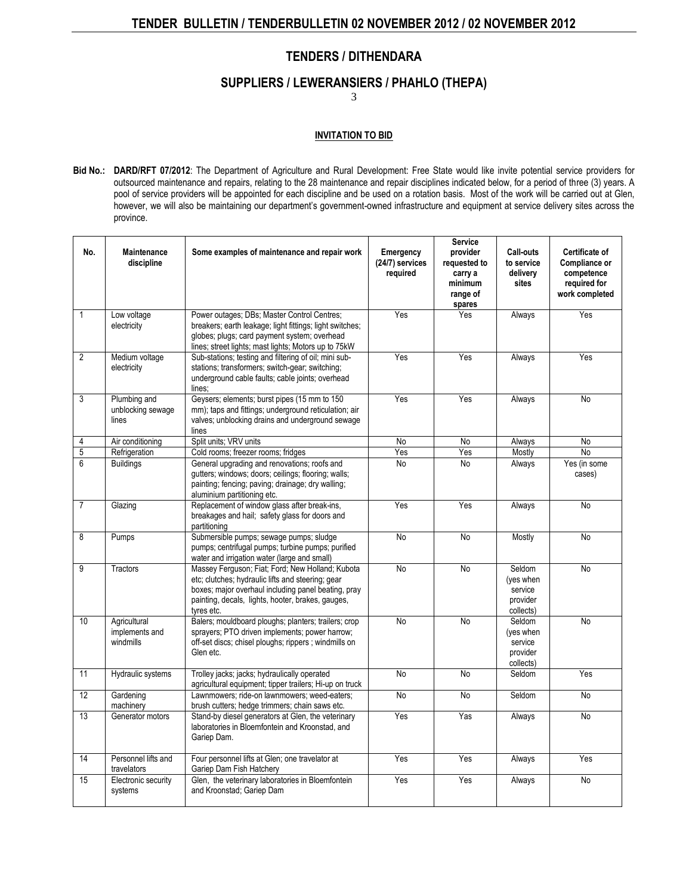## TENDERS / DITHENDARA

## SUPPLIERS / LEWERANSIERS / PHAHLO (THEPA)

### INVITATION TO BID

**Bid No.: DARD/RFT 07/2012**: The Department of Agriculture and Rural Development: Free State would like invite potential service providers for outsourced maintenance and repairs, relating to the 28 maintenance and repair disciplines indicated below, for a period of three (3) years. A pool of service providers will be appointed for each discipline and be used on a rotation basis. Most of the work will be carried out at Glen, however, we will also be maintaining our department's government-owned infrastructure and equipment at service delivery sites across the province.

| No. | Maintenance discipline | Some examples of maintenance and repair work | Emergency (24/7) services required | Service provider requested to carry a minimum range of spares | Call-outs to service delivery sites | Certificate of Compliance or competence required for work completed |
|---|---|---|---|---|---|---|
| 1 | Low voltage electricity | Power outages; DBs; Master Control Centres; breakers; earth leakage; light fittings; light switches; globes; plugs; card payment system; overhead lines; street lights; mast lights; Motors up to 75kW | Yes | Yes | Always | Yes |
| 2 | Medium voltage electricity | Sub-stations; testing and filtering of oil; mini sub-stations; transformers; switch-gear; switching; underground cable faults; cable joints; overhead lines; | Yes | Yes | Always | Yes |
| 3 | Plumbing and unblocking sewage lines | Geysers; elements; burst pipes (15 mm to 150 mm); taps and fittings; underground reticulation; air valves; unblocking drains and underground sewage lines | Yes | Yes | Always | No |
| 4 | Air conditioning | Split units; VRV units | No | No | Always | No |
| 5 | Refrigeration | Cold rooms; freezer rooms; fridges | Yes | Yes | Mostly | No |
| 6 | Buildings | General upgrading and renovations; roofs and gutters; windows; doors; ceilings; flooring; walls; painting; fencing; paving; drainage; dry walling; aluminium partitioning etc. | No | No | Always | Yes (in some cases) |
| 7 | Glazing | Replacement of window glass after break-ins, breakages and hail; safety glass for doors and partitioning | Yes | Yes | Always | No |
| 8 | Pumps | Submersible pumps; sewage pumps; sludge pumps; centrifugal pumps; turbine pumps; purified water and irrigation water (large and small) | No | No | Mostly | No |
| 9 | Tractors | Massey Ferguson; Fiat; Ford; New Holland; Kubota etc; clutches; hydraulic lifts and steering; gear boxes; major overhaul including panel beating, pray painting, decals, lights, hooter, brakes, gauges, tyres etc. | No | No | Seldom (yes when service provider collects) | No |
| 10 | Agricultural implements and windmills | Balers; mouldboard ploughs; planters; trailers; crop sprayers; PTO driven implements; power harrow; off-set discs; chisel ploughs; rippers ; windmills on Glen etc. | No | No | Seldom (yes when service provider collects) | No |
| 11 | Hydraulic systems | Trolley jacks; jacks; hydraulically operated agricultural equipment; tipper trailers; Hi-up on truck | No | No | Seldom | Yes |
| 12 | Gardening machinery | Lawnmowers; ride-on lawnmowers; weed-eaters; brush cutters; hedge trimmers; chain saws etc. | No | No | Seldom | No |
| 13 | Generator motors | Stand-by diesel generators at Glen, the veterinary laboratories in Bloemfontein and Kroonstad, and Gariep Dam. | Yes | Yas | Always | No |
| 14 | Personnel lifts and travelators | Four personnel lifts at Glen; one travelator at Gariep Dam Fish Hatchery | Yes | Yes | Always | Yes |
| 15 | Electronic security systems | Glen, the veterinary laboratories in Bloemfontein and Kroonstad; Gariep Dam | Yes | Yes | Always | No |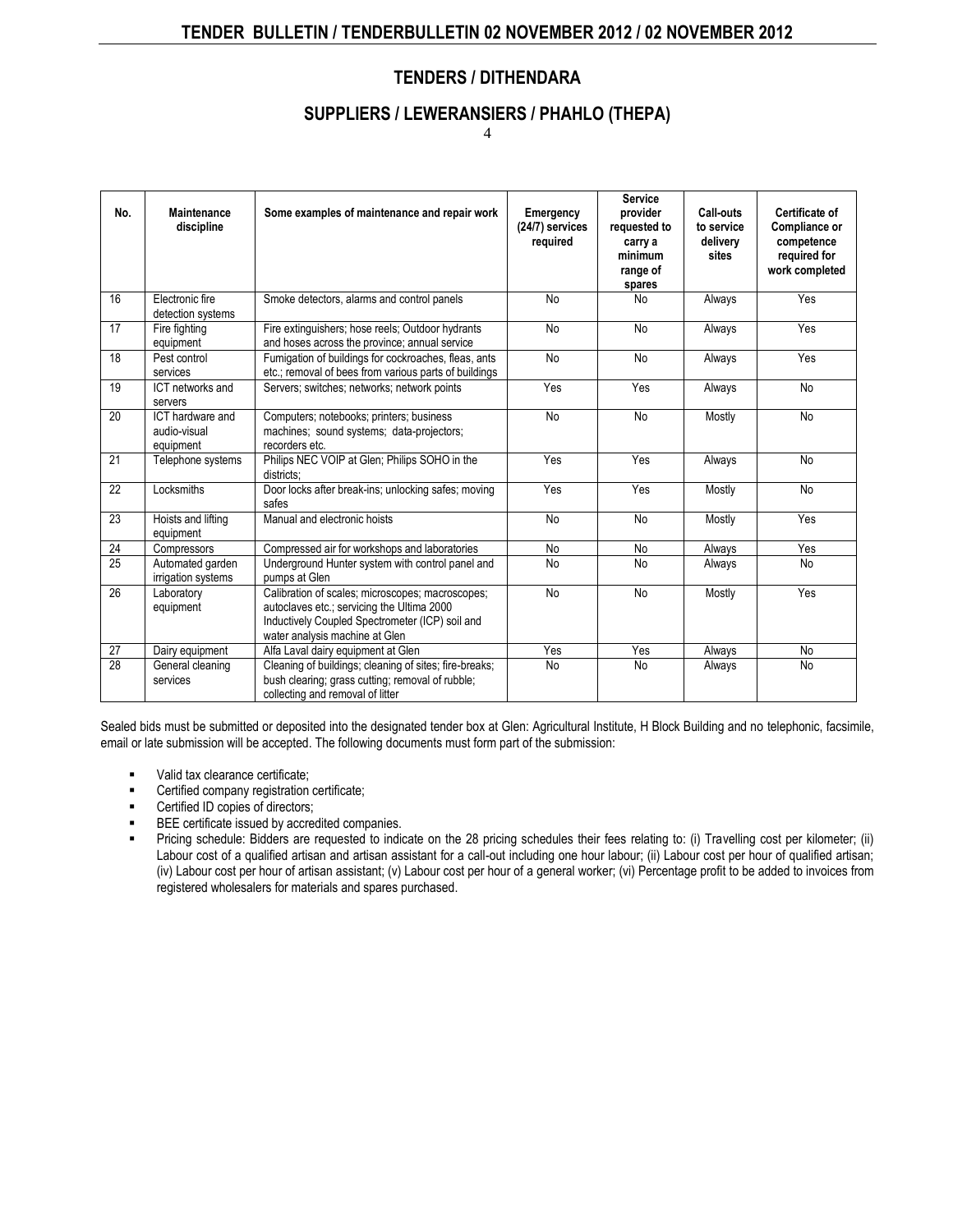## TENDERS / DITHENDARA

### SUPPLIERS / LEWERANSIERS / PHAHLO (THEPA)

4

| No. | Maintenance discipline | Some examples of maintenance and repair work | Emergency (24/7) services required | Service provider requested to carry a minimum range of spares | Call-outs to service delivery sites | Certificate of Compliance or competence required for work completed |
|---|---|---|---|---|---|---|
| 16 | Electronic fire detection systems | Smoke detectors, alarms and control panels | No | No | Always | Yes |
| 17 | Fire fighting equipment | Fire extinguishers; hose reels; Outdoor hydrants and hoses across the province; annual service | No | No | Always | Yes |
| 18 | Pest control services | Fumigation of buildings for cockroaches, fleas, ants etc.; removal of bees from various parts of buildings | No | No | Always | Yes |
| 19 | ICT networks and servers | Servers; switches; networks; network points | Yes | Yes | Always | No |
| 20 | ICT hardware and audio-visual equipment | Computers; notebooks; printers; business machines; sound systems; data-projectors; recorders etc. | No | No | Mostly | No |
| 21 | Telephone systems | Philips NEC VOIP at Glen; Philips SOHO in the districts; | Yes | Yes | Always | No |
| 22 | Locksmiths | Door locks after break-ins; unlocking safes; moving safes | Yes | Yes | Mostly | No |
| 23 | Hoists and lifting equipment | Manual and electronic hoists | No | No | Mostly | Yes |
| 24 | Compressors | Compressed air for workshops and laboratories | No | No | Always | Yes |
| 25 | Automated garden irrigation systems | Underground Hunter system with control panel and pumps at Glen | No | No | Always | No |
| 26 | Laboratory equipment | Calibration of scales; microscopes; macroscopes; autoclaves etc.; servicing the Ultima 2000 Inductively Coupled Spectrometer (ICP) soil and water analysis machine at Glen | No | No | Mostly | Yes |
| 27 | Dairy equipment | Alfa Laval dairy equipment at Glen | Yes | Yes | Always | No |
| 28 | General cleaning services | Cleaning of buildings; cleaning of sites; fire-breaks; bush clearing; grass cutting; removal of rubble; collecting and removal of litter | No | No | Always | No |

Sealed bids must be submitted or deposited into the designated tender box at Glen: Agricultural Institute, H Block Building and no telephonic, facsimile, email or late submission will be accepted. The following documents must form part of the submission:

- Valid tax clearance certificate;
- Certified company registration certificate;
- Certified ID copies of directors;
- BEE certificate issued by accredited companies.
- Pricing schedule: Bidders are requested to indicate on the 28 pricing schedules their fees relating to: (i) Travelling cost per kilometer; (ii) Labour cost of a qualified artisan and artisan assistant for a call-out including one hour labour; (ii) Labour cost per hour of qualified artisan; (iv) Labour cost per hour of artisan assistant; (v) Labour cost per hour of a general worker; (vi) Percentage profit to be added to invoices from registered wholesalers for materials and spares purchased.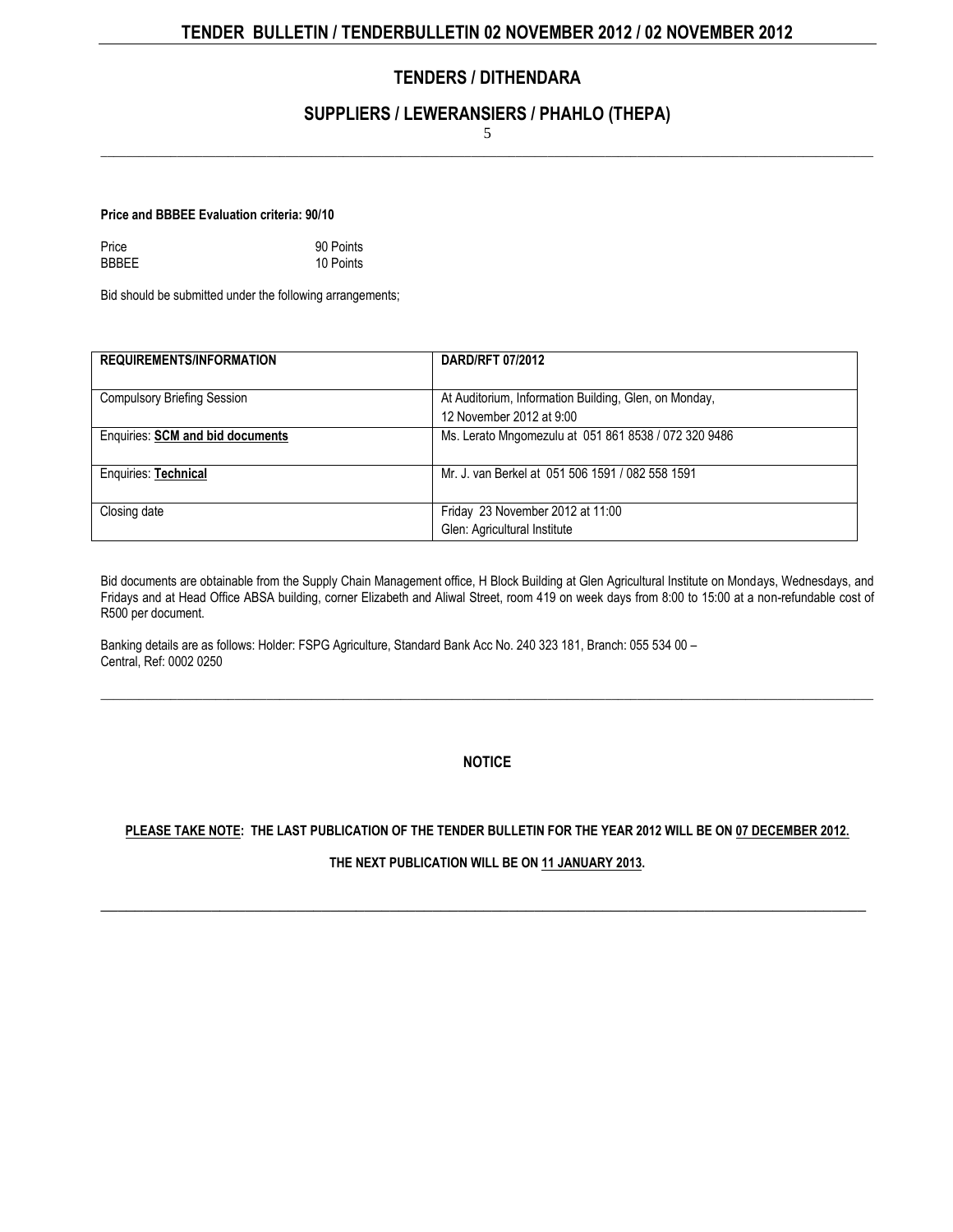## TENDERS / DITHENDARA

### SUPPLIERS / LEWERANSIERS / PHAHLO (THEPA)

**Price and BBBEE Evaluation criteria: 90/10**

| | |
|---|---|
| Price | 90 Points |
| BBBEE | 10 Points |

Bid should be submitted under the following arrangements;

| **REQUIREMENTS/INFORMATION** | **DARD/RFT 07/2012** |
|---|---|
| Compulsory Briefing Session | At Auditorium, Information Building, Glen, on Monday, 12 November 2012 at 9:00 |
| Enquiries: **SCM and bid documents** | Ms. Lerato Mngomezulu at 051 861 8538 / 072 320 9486 |
| Enquiries: **Technical** | Mr. J. van Berkel at 051 506 1591 / 082 558 1591 |
| Closing date | Friday 23 November 2012 at 11:00<br>Glen: Agricultural Institute |

Bid documents are obtainable from the Supply Chain Management office, H Block Building at Glen Agricultural Institute on Mondays, Wednesdays, and Fridays and at Head Office ABSA building, corner Elizabeth and Aliwal Street, room 419 on week days from 8:00 to 15:00 at a non-refundable cost of R500 per document.

Banking details are as follows: Holder: FSPG Agriculture, Standard Bank Acc No. 240 323 181, Branch: 055 534 00 – Central, Ref: 0002 0250

---

**NOTICE**

**PLEASE TAKE NOTE: THE LAST PUBLICATION OF THE TENDER BULLETIN FOR THE YEAR 2012 WILL BE ON 07 DECEMBER 2012.**

**THE NEXT PUBLICATION WILL BE ON 11 JANUARY 2013.**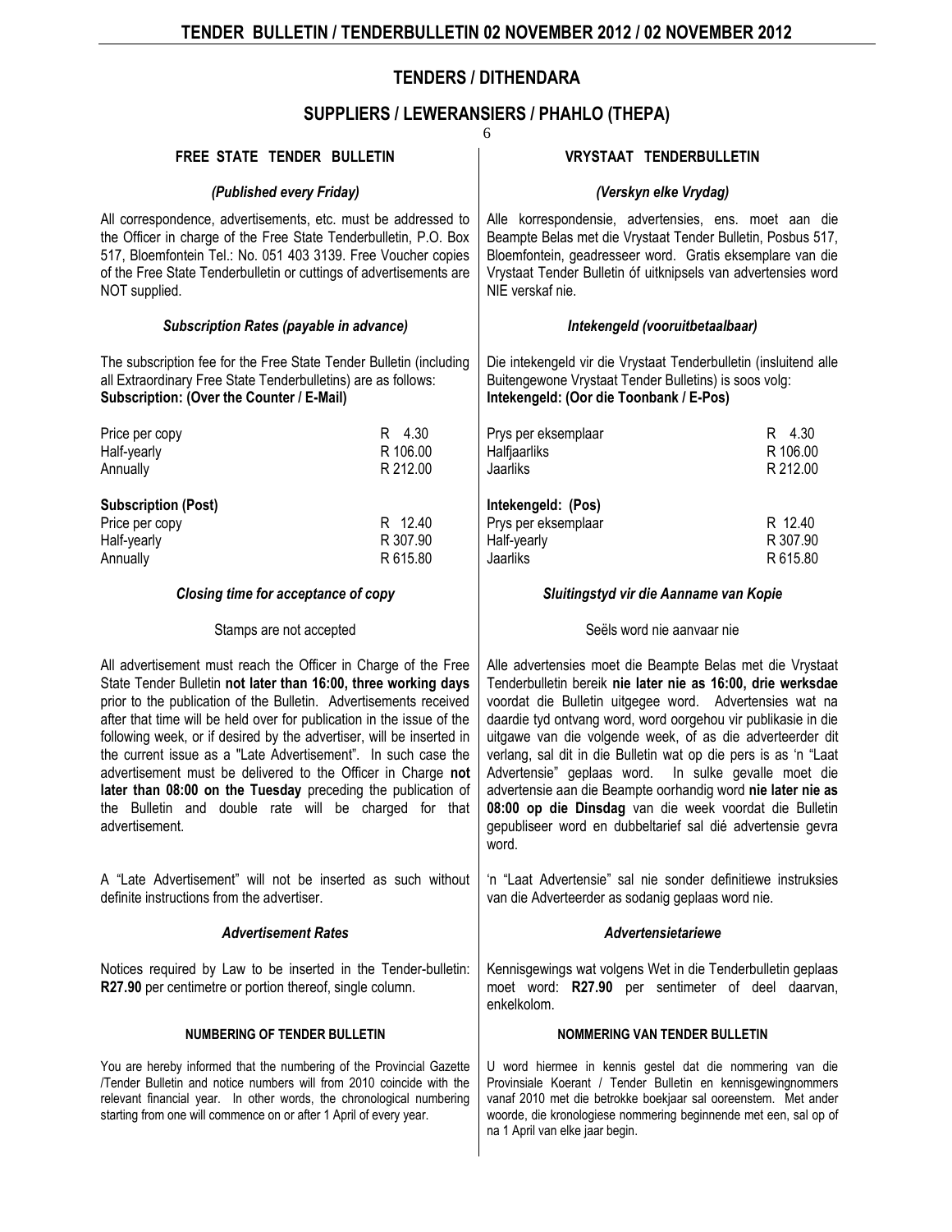# TENDERS / DITHENDARA

## SUPPLIERS / LEWERANSIERS / PHAHLO (THEPA)

### FREE STATE TENDER BULLETIN

*(Published every Friday)*

All correspondence, advertisements, etc. must be addressed to the Officer in charge of the Free State Tenderbulletin, P.O. Box 517, Bloemfontein Tel.: No. 051 403 3139. Free Voucher copies of the Free State Tenderbulletin or cuttings of advertisements are NOT supplied.

***Subscription Rates (payable in advance)***

The subscription fee for the Free State Tender Bulletin (including all Extraordinary Free State Tenderbulletins) are as follows:
**Subscription: (Over the Counter / E-Mail)**

| | |
|---|---|
| Price per copy | R 4.30 |
| Half-yearly | R 106.00 |
| Annually | R 212.00 |

**Subscription (Post)**

| | |
|---|---|
| Price per copy | R 12.40 |
| Half-yearly | R 307.90 |
| Annually | R 615.80 |

***Closing time for acceptance of copy***

Stamps are not accepted

All advertisement must reach the Officer in Charge of the Free State Tender Bulletin **not later than 16:00, three working days** prior to the publication of the Bulletin. Advertisements received after that time will be held over for publication in the issue of the following week, or if desired by the advertiser, will be inserted in the current issue as a "Late Advertisement". In such case the advertisement must be delivered to the Officer in Charge **not later than 08:00 on the Tuesday** preceding the publication of the Bulletin and double rate will be charged for that advertisement.

A "Late Advertisement" will not be inserted as such without definite instructions from the advertiser.

***Advertisement Rates***

Notices required by Law to be inserted in the Tender-bulletin: **R27.90** per centimetre or portion thereof, single column.

**NUMBERING OF TENDER BULLETIN**

You are hereby informed that the numbering of the Provincial Gazette /Tender Bulletin and notice numbers will from 2010 coincide with the relevant financial year. In other words, the chronological numbering starting from one will commence on or after 1 April of every year.

### VRYSTAAT TENDERBULLETIN

*(Verskyn elke Vrydag)*

Alle korrespondensie, advertensies, ens. moet aan die Beampte Belas met die Vrystaat Tender Bulletin, Posbus 517, Bloemfontein, geadresseer word. Gratis eksemplare van die Vrystaat Tender Bulletin óf uitknipsels van advertensies word NIE verskaf nie.

***Intekengeld (vooruitbetaalbaar)***

Die intekengeld vir die Vrystaat Tenderbulletin (insluitend alle Buitengewone Vrystaat Tender Bulletins) is soos volg:
**Intekengeld: (Oor die Toonbank / E-Pos)**

| | |
|---|---|
| Prys per eksemplaar | R 4.30 |
| Halfjaarliks | R 106.00 |
| Jaarliks | R 212.00 |

**Intekengeld: (Pos)**

| | |
|---|---|
| Prys per eksemplaar | R 12.40 |
| Half-yearly | R 307.90 |
| Jaarliks | R 615.80 |

***Sluitingstyd vir die Aanname van Kopie***

Seëls word nie aanvaar nie

Alle advertensies moet die Beampte Belas met die Vrystaat Tenderbulletin bereik **nie later nie as 16:00, drie werksdae** voordat die Bulletin uitgegee word. Advertensies wat na daardie tyd ontvang word, word oorgehou vir publikasie in die uitgawe van die volgende week, of as die adverteerder dit verlang, sal dit in die Bulletin wat op die pers is as 'n "Laat Advertensie" geplaas word. In sulke gevalle moet die advertensie aan die Beampte oorhandig word **nie later nie as 08:00 op die Dinsdag** van die week voordat die Bulletin gepubliseer word en dubbeltarief sal dié advertensie gevra word.

'n "Laat Advertensie" sal nie sonder definitiewe instruksies van die Adverteerder as sodanig geplaas word nie.

***Advertensietariewe***

Kennisgewings wat volgens Wet in die Tenderbulletin geplaas moet word: **R27.90** per sentimeter of deel daarvan, enkelkolom.

**NOMMERING VAN TENDER BULLETIN**

U word hiermee in kennis gestel dat die nommering van die Provinsiale Koerant / Tender Bulletin en kennisgewingnommers vanaf 2010 met die betrokke boekjaar sal ooreenstem. Met ander woorde, die kronologiese nommering beginnende met een, sal op of na 1 April van elke jaar begin.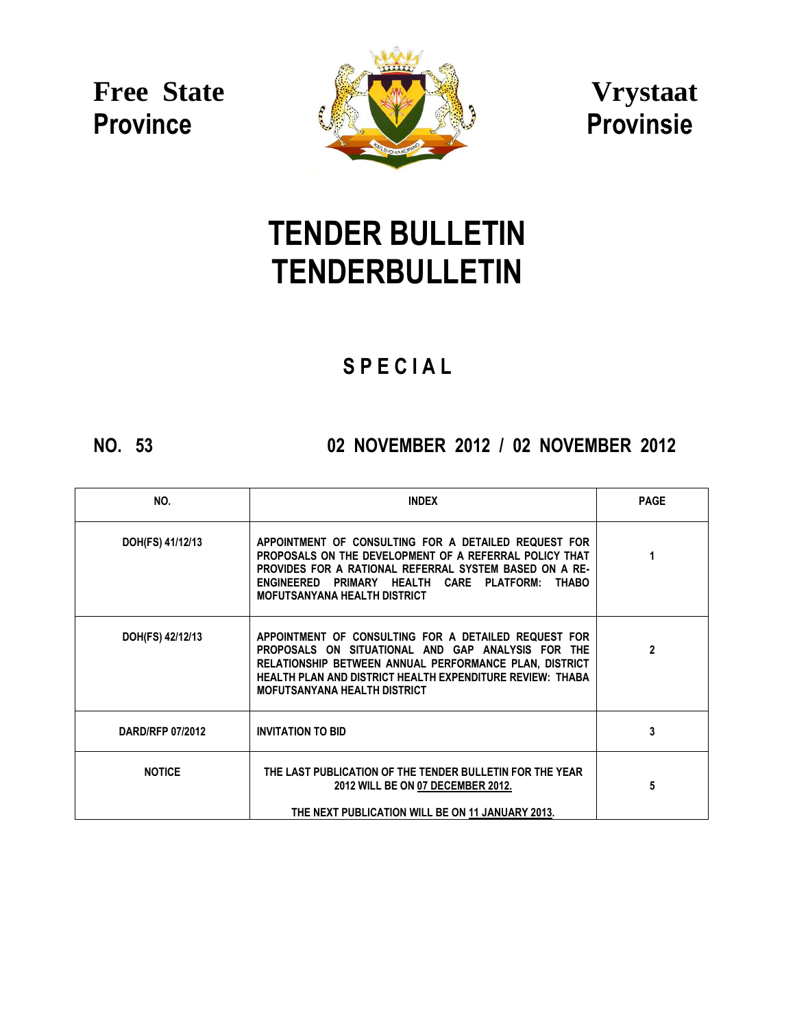**Free State Province**

**Vrystaat Provinsie**

# TENDER BULLETIN
# TENDERBULLETIN

## S P E C I A L

**NO. 53** **02 NOVEMBER 2012 / 02 NOVEMBER 2012**

| NO. | INDEX | PAGE |
|---|---|---|
| DOH(FS) 41/12/13 | APPOINTMENT OF CONSULTING FOR A DETAILED REQUEST FOR PROPOSALS ON THE DEVELOPMENT OF A REFERRAL POLICY THAT PROVIDES FOR A RATIONAL REFERRAL SYSTEM BASED ON A RE-ENGINEERED PRIMARY HEALTH CARE PLATFORM: THABO MOFUTSANYANA HEALTH DISTRICT | 1 |
| DOH(FS) 42/12/13 | APPOINTMENT OF CONSULTING FOR A DETAILED REQUEST FOR PROPOSALS ON SITUATIONAL AND GAP ANALYSIS FOR THE RELATIONSHIP BETWEEN ANNUAL PERFORMANCE PLAN, DISTRICT HEALTH PLAN AND DISTRICT HEALTH EXPENDITURE REVIEW: THABA MOFUTSANYANA HEALTH DISTRICT | 2 |
| DARD/RFP 07/2012 | INVITATION TO BID | 3 |
| NOTICE | THE LAST PUBLICATION OF THE TENDER BULLETIN FOR THE YEAR 2012 WILL BE ON 07 DECEMBER 2012. THE NEXT PUBLICATION WILL BE ON 11 JANUARY 2013. | 5 |